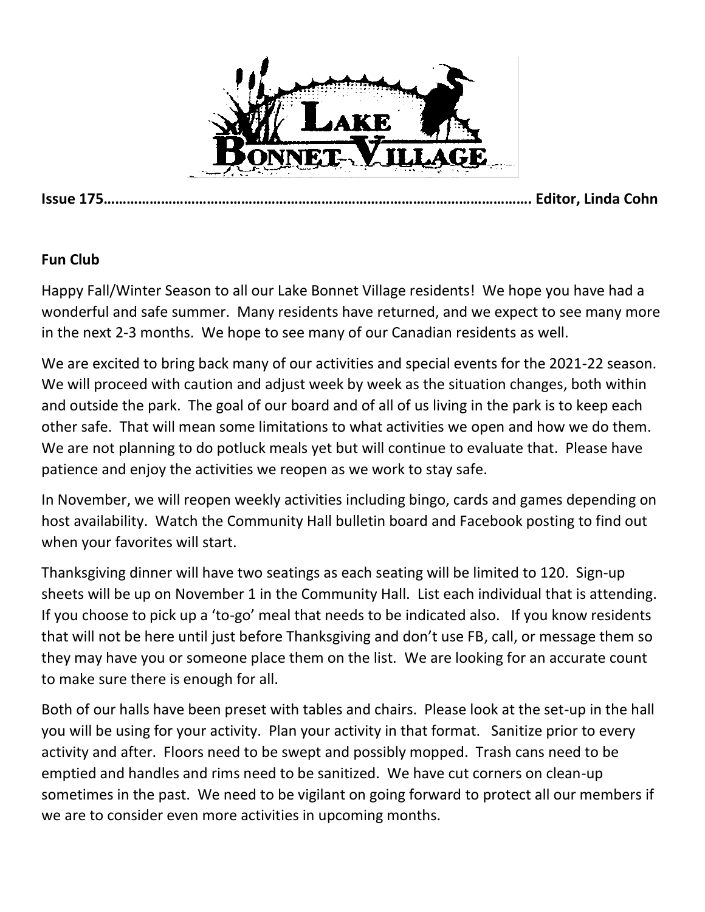# Lake Bonnet Village

**Issue 175………………………………………………………………………………………………. Editor, Linda Cohn**

**Fun Club**

Happy Fall/Winter Season to all our Lake Bonnet Village residents! We hope you have had a wonderful and safe summer. Many residents have returned, and we expect to see many more in the next 2-3 months. We hope to see many of our Canadian residents as well.

We are excited to bring back many of our activities and special events for the 2021-22 season. We will proceed with caution and adjust week by week as the situation changes, both within and outside the park. The goal of our board and of all of us living in the park is to keep each other safe. That will mean some limitations to what activities we open and how we do them. We are not planning to do potluck meals yet but will continue to evaluate that. Please have patience and enjoy the activities we reopen as we work to stay safe.

In November, we will reopen weekly activities including bingo, cards and games depending on host availability. Watch the Community Hall bulletin board and Facebook posting to find out when your favorites will start.

Thanksgiving dinner will have two seatings as each seating will be limited to 120. Sign-up sheets will be up on November 1 in the Community Hall. List each individual that is attending. If you choose to pick up a 'to-go' meal that needs to be indicated also. If you know residents that will not be here until just before Thanksgiving and don't use FB, call, or message them so they may have you or someone place them on the list. We are looking for an accurate count to make sure there is enough for all.

Both of our halls have been preset with tables and chairs. Please look at the set-up in the hall you will be using for your activity. Plan your activity in that format. Sanitize prior to every activity and after. Floors need to be swept and possibly mopped. Trash cans need to be emptied and handles and rims need to be sanitized. We have cut corners on clean-up sometimes in the past. We need to be vigilant on going forward to protect all our members if we are to consider even more activities in upcoming months.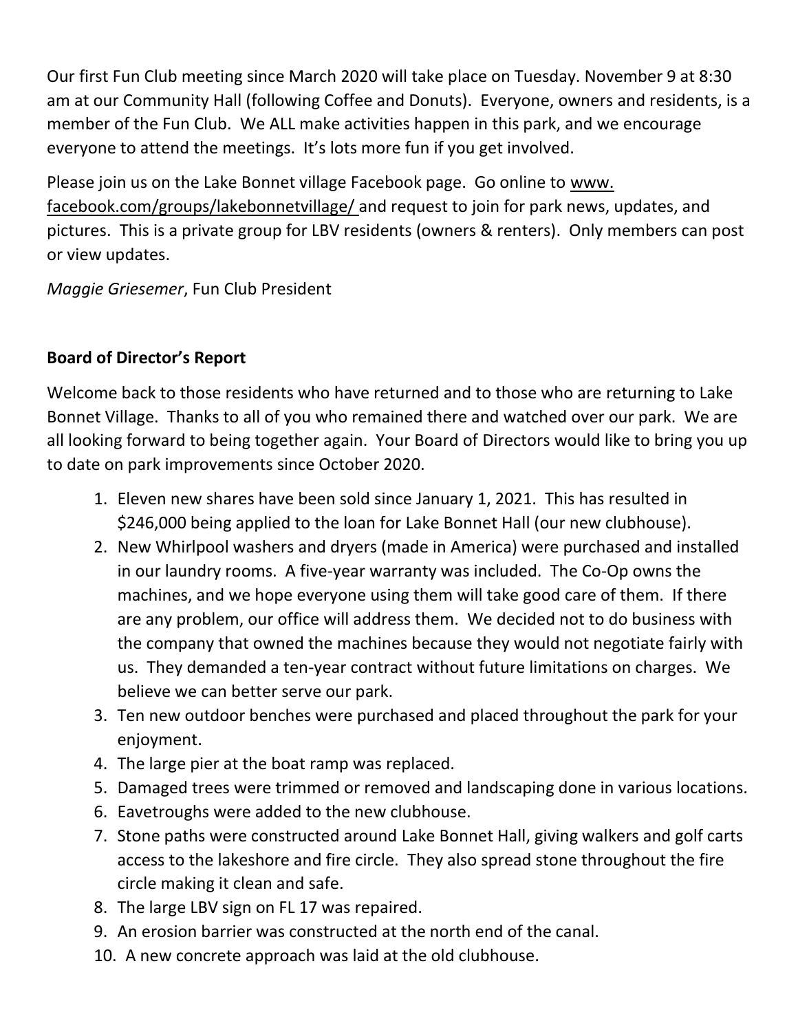Our first Fun Club meeting since March 2020 will take place on Tuesday. November 9 at 8:30 am at our Community Hall (following Coffee and Donuts). Everyone, owners and residents, is a member of the Fun Club. We ALL make activities happen in this park, and we encourage everyone to attend the meetings. It's lots more fun if you get involved.

Please join us on the Lake Bonnet village Facebook page. Go online to www. facebook.com/groups/lakebonnetvillage/ and request to join for park news, updates, and pictures. This is a private group for LBV residents (owners & renters). Only members can post or view updates.

*Maggie Griesemer*, Fun Club President

**Board of Director's Report**

Welcome back to those residents who have returned and to those who are returning to Lake Bonnet Village. Thanks to all of you who remained there and watched over our park. We are all looking forward to being together again. Your Board of Directors would like to bring you up to date on park improvements since October 2020.

1. Eleven new shares have been sold since January 1, 2021. This has resulted in $246,000 being applied to the loan for Lake Bonnet Hall (our new clubhouse).
2. New Whirlpool washers and dryers (made in America) were purchased and installed in our laundry rooms. A five-year warranty was included. The Co-Op owns the machines, and we hope everyone using them will take good care of them. If there are any problem, our office will address them. We decided not to do business with the company that owned the machines because they would not negotiate fairly with us. They demanded a ten-year contract without future limitations on charges. We believe we can better serve our park.
3. Ten new outdoor benches were purchased and placed throughout the park for your enjoyment.
4. The large pier at the boat ramp was replaced.
5. Damaged trees were trimmed or removed and landscaping done in various locations.
6. Eavetroughs were added to the new clubhouse.
7. Stone paths were constructed around Lake Bonnet Hall, giving walkers and golf carts access to the lakeshore and fire circle. They also spread stone throughout the fire circle making it clean and safe.
8. The large LBV sign on FL 17 was repaired.
9. An erosion barrier was constructed at the north end of the canal.
10. A new concrete approach was laid at the old clubhouse.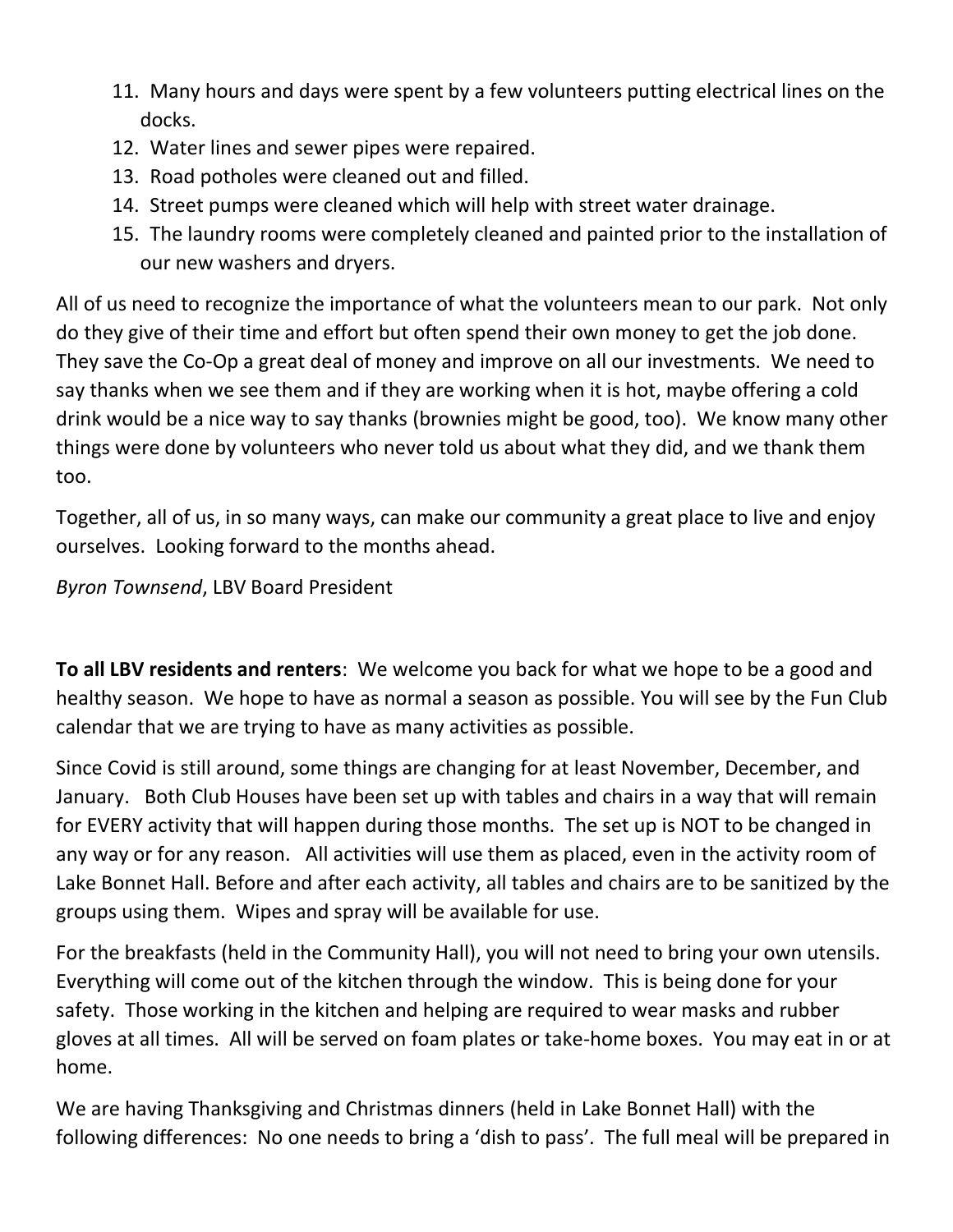11. Many hours and days were spent by a few volunteers putting electrical lines on the docks.
12. Water lines and sewer pipes were repaired.
13. Road potholes were cleaned out and filled.
14. Street pumps were cleaned which will help with street water drainage.
15. The laundry rooms were completely cleaned and painted prior to the installation of our new washers and dryers.

All of us need to recognize the importance of what the volunteers mean to our park. Not only do they give of their time and effort but often spend their own money to get the job done. They save the Co-Op a great deal of money and improve on all our investments. We need to say thanks when we see them and if they are working when it is hot, maybe offering a cold drink would be a nice way to say thanks (brownies might be good, too). We know many other things were done by volunteers who never told us about what they did, and we thank them too.

Together, all of us, in so many ways, can make our community a great place to live and enjoy ourselves. Looking forward to the months ahead.

*Byron Townsend*, LBV Board President

**To all LBV residents and renters**: We welcome you back for what we hope to be a good and healthy season. We hope to have as normal a season as possible. You will see by the Fun Club calendar that we are trying to have as many activities as possible.

Since Covid is still around, some things are changing for at least November, December, and January. Both Club Houses have been set up with tables and chairs in a way that will remain for EVERY activity that will happen during those months. The set up is NOT to be changed in any way or for any reason. All activities will use them as placed, even in the activity room of Lake Bonnet Hall. Before and after each activity, all tables and chairs are to be sanitized by the groups using them. Wipes and spray will be available for use.

For the breakfasts (held in the Community Hall), you will not need to bring your own utensils. Everything will come out of the kitchen through the window. This is being done for your safety. Those working in the kitchen and helping are required to wear masks and rubber gloves at all times. All will be served on foam plates or take-home boxes. You may eat in or at home.

We are having Thanksgiving and Christmas dinners (held in Lake Bonnet Hall) with the following differences: No one needs to bring a 'dish to pass'. The full meal will be prepared in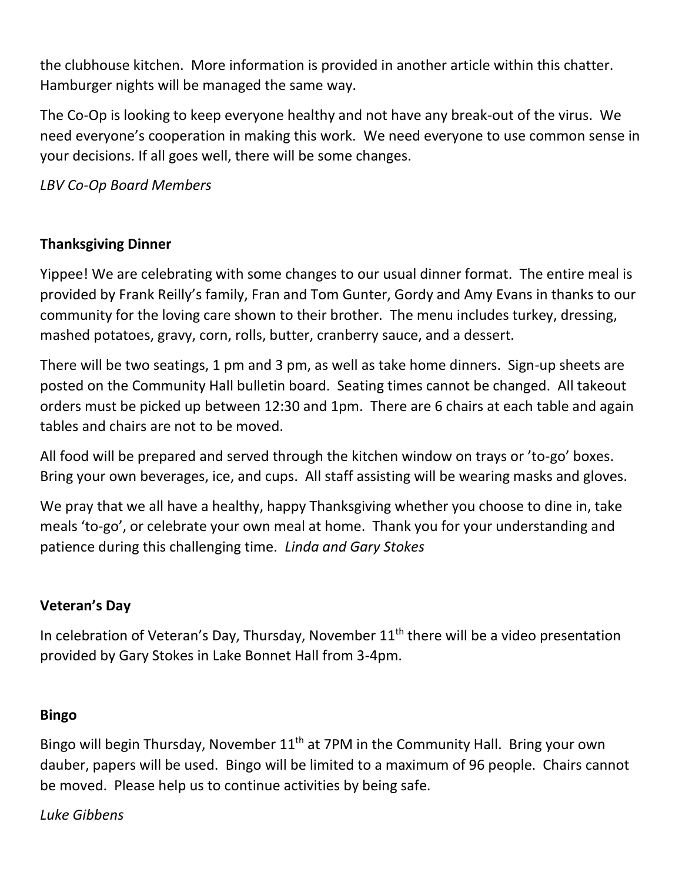the clubhouse kitchen. More information is provided in another article within this chatter. Hamburger nights will be managed the same way.

The Co-Op is looking to keep everyone healthy and not have any break-out of the virus. We need everyone's cooperation in making this work. We need everyone to use common sense in your decisions. If all goes well, there will be some changes.

*LBV Co-Op Board Members*

## Thanksgiving Dinner

Yippee! We are celebrating with some changes to our usual dinner format. The entire meal is provided by Frank Reilly's family, Fran and Tom Gunter, Gordy and Amy Evans in thanks to our community for the loving care shown to their brother. The menu includes turkey, dressing, mashed potatoes, gravy, corn, rolls, butter, cranberry sauce, and a dessert.

There will be two seatings, 1 pm and 3 pm, as well as take home dinners. Sign-up sheets are posted on the Community Hall bulletin board. Seating times cannot be changed. All takeout orders must be picked up between 12:30 and 1pm. There are 6 chairs at each table and again tables and chairs are not to be moved.

All food will be prepared and served through the kitchen window on trays or 'to-go' boxes. Bring your own beverages, ice, and cups. All staff assisting will be wearing masks and gloves.

We pray that we all have a healthy, happy Thanksgiving whether you choose to dine in, take meals 'to-go', or celebrate your own meal at home. Thank you for your understanding and patience during this challenging time. *Linda and Gary Stokes*

## Veteran's Day

In celebration of Veteran's Day, Thursday, November 11th there will be a video presentation provided by Gary Stokes in Lake Bonnet Hall from 3-4pm.

## Bingo

Bingo will begin Thursday, November 11th at 7PM in the Community Hall. Bring your own dauber, papers will be used. Bingo will be limited to a maximum of 96 people. Chairs cannot be moved. Please help us to continue activities by being safe.

*Luke Gibbens*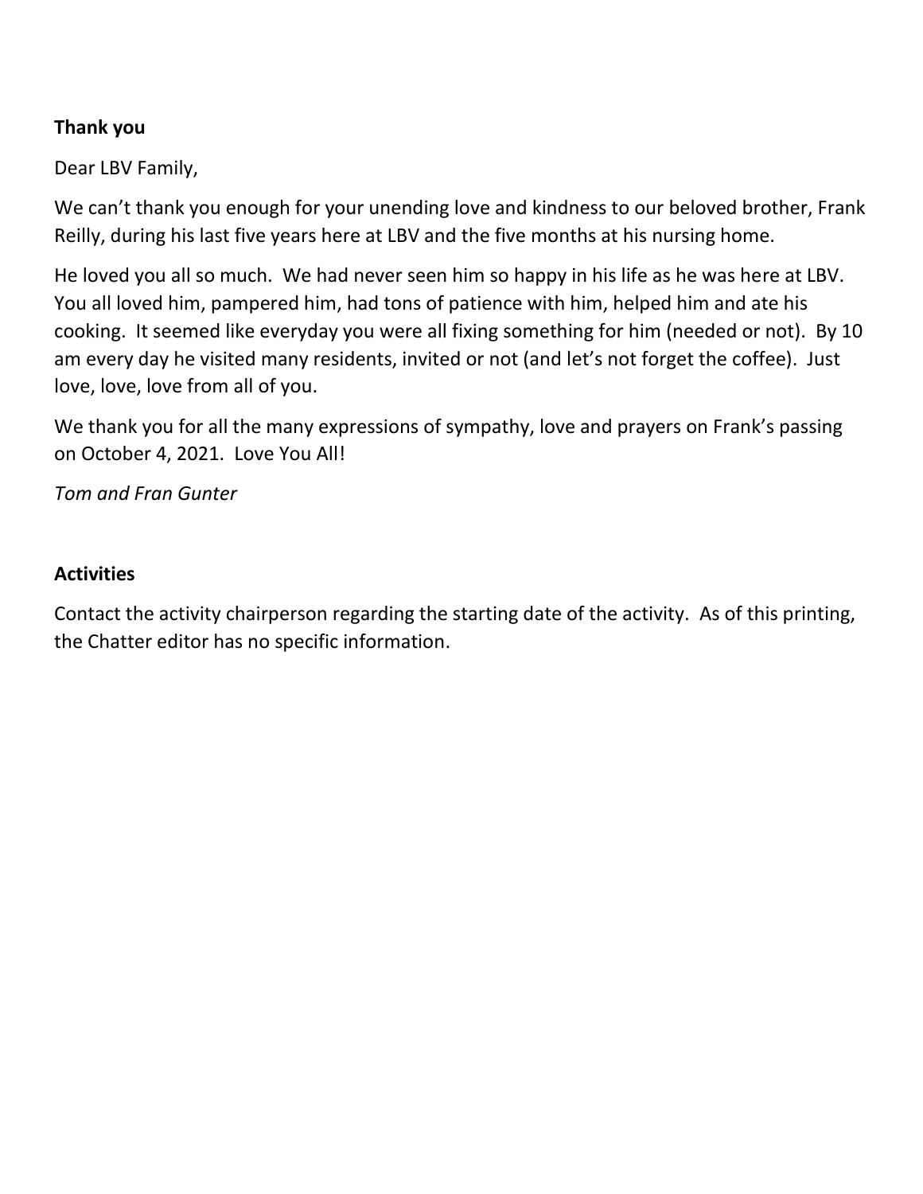**Thank you**

Dear LBV Family,

We can't thank you enough for your unending love and kindness to our beloved brother, Frank Reilly, during his last five years here at LBV and the five months at his nursing home.

He loved you all so much. We had never seen him so happy in his life as he was here at LBV. You all loved him, pampered him, had tons of patience with him, helped him and ate his cooking. It seemed like everyday you were all fixing something for him (needed or not). By 10 am every day he visited many residents, invited or not (and let's not forget the coffee). Just love, love, love from all of you.

We thank you for all the many expressions of sympathy, love and prayers on Frank's passing on October 4, 2021. Love You All!

*Tom and Fran Gunter*

**Activities**

Contact the activity chairperson regarding the starting date of the activity. As of this printing, the Chatter editor has no specific information.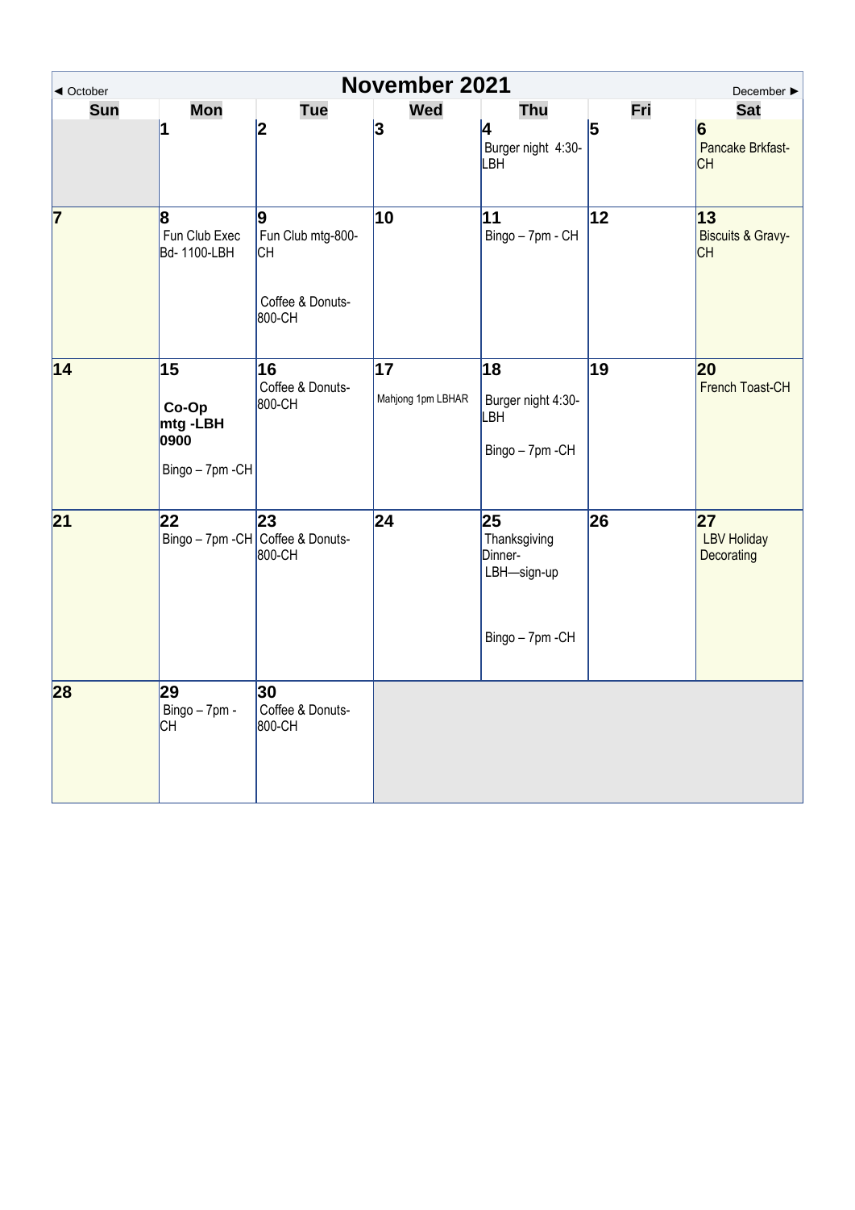# November 2021

◄ October | December ►

| Sun | Mon | Tue | Wed | Thu | Fri | Sat |
|---|---|---|---|---|---|---|
| | 1 | 2 | 3 | 4<br>Burger night 4:30-LBH | 5 | 6<br>Pancake Brkfast-CH |
| 7 | 8<br>Fun Club Exec Bd- 1100-LBH | 9<br>Fun Club mtg-800-CH<br><br>Coffee & Donuts-800-CH | 10 | 11<br>Bingo – 7pm - CH | 12 | 13<br>Biscuits & Gravy-CH |
| 14 | 15<br>**Co-Op mtg -LBH 0900**<br><br>Bingo – 7pm -CH | 16<br>Coffee & Donuts-800-CH | 17<br>Mahjong 1pm LBHAR | 18<br>Burger night 4:30-LBH<br><br>Bingo – 7pm -CH | 19 | 20<br>French Toast-CH |
| 21 | 22<br>Bingo – 7pm -CH | 23<br>Coffee & Donuts-800-CH | 24 | 25<br>Thanksgiving Dinner-LBH—sign-up<br><br>Bingo – 7pm -CH | 26 | 27<br>LBV Holiday Decorating |
| 28 | 29<br>Bingo – 7pm -CH | 30<br>Coffee & Donuts-800-CH | | | | |